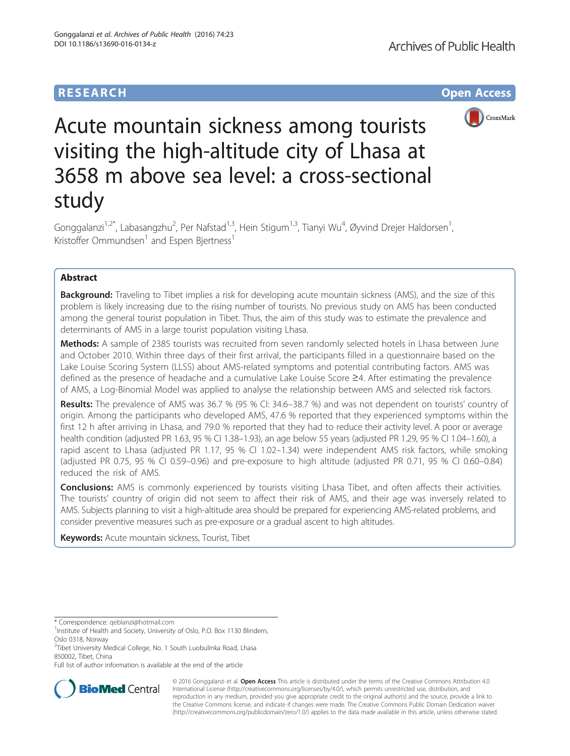RESEARCH

Open Access

# Acute mountain sickness among tourists visiting the high-altitude city of Lhasa at 3658 m above sea level: a cross-sectional study

Gonggalanzi[1,2*], Labasangzhu[2], Per Nafstad[1,3], Hein Stigum[1,3], Tianyi Wu[4], Øyvind Drejer Haldorsen[1], Kristoffer Ommundsen[1] and Espen Bjertness[1]

## Abstract

**Background:** Traveling to Tibet implies a risk for developing acute mountain sickness (AMS), and the size of this problem is likely increasing due to the rising number of tourists. No previous study on AMS has been conducted among the general tourist population in Tibet. Thus, the aim of this study was to estimate the prevalence and determinants of AMS in a large tourist population visiting Lhasa.

**Methods:** A sample of 2385 tourists was recruited from seven randomly selected hotels in Lhasa between June and October 2010. Within three days of their first arrival, the participants filled in a questionnaire based on the Lake Louise Scoring System (LLSS) about AMS-related symptoms and potential contributing factors. AMS was defined as the presence of headache and a cumulative Lake Louise Score ≥4. After estimating the prevalence of AMS, a Log-Binomial Model was applied to analyse the relationship between AMS and selected risk factors.

**Results:** The prevalence of AMS was 36.7 % (95 % CI: 34.6–38.7 %) and was not dependent on tourists' country of origin. Among the participants who developed AMS, 47.6 % reported that they experienced symptoms within the first 12 h after arriving in Lhasa, and 79.0 % reported that they had to reduce their activity level. A poor or average health condition (adjusted PR 1.63, 95 % CI 1.38–1.93), an age below 55 years (adjusted PR 1.29, 95 % CI 1.04–1.60), a rapid ascent to Lhasa (adjusted PR 1.17, 95 % CI 1.02–1.34) were independent AMS risk factors, while smoking (adjusted PR 0.75, 95 % CI 0.59–0.96) and pre-exposure to high altitude (adjusted PR 0.71, 95 % CI 0.60–0.84) reduced the risk of AMS.

**Conclusions:** AMS is commonly experienced by tourists visiting Lhasa Tibet, and often affects their activities. The tourists' country of origin did not seem to affect their risk of AMS, and their age was inversely related to AMS. Subjects planning to visit a high-altitude area should be prepared for experiencing AMS-related problems, and consider preventive measures such as pre-exposure or a gradual ascent to high altitudes.

**Keywords:** Acute mountain sickness, Tourist, Tibet

---

* Correspondence: qeblanzi@hotmail.com
[1]Institute of Health and Society, University of Oslo, P.O. Box 1130 Blindern, Oslo 0318, Norway
[2]Tibet University Medical College, No. 1 South Luobulinka Road, Lhasa 850002, Tibet, China
Full list of author information is available at the end of the article

© 2016 Gonggalanzi et al. **Open Access** This article is distributed under the terms of the Creative Commons Attribution 4.0 International License (http://creativecommons.org/licenses/by/4.0/), which permits unrestricted use, distribution, and reproduction in any medium, provided you give appropriate credit to the original author(s) and the source, provide a link to the Creative Commons license, and indicate if changes were made. The Creative Commons Public Domain Dedication waiver (http://creativecommons.org/publicdomain/zero/1.0/) applies to the data made available in this article, unless otherwise stated.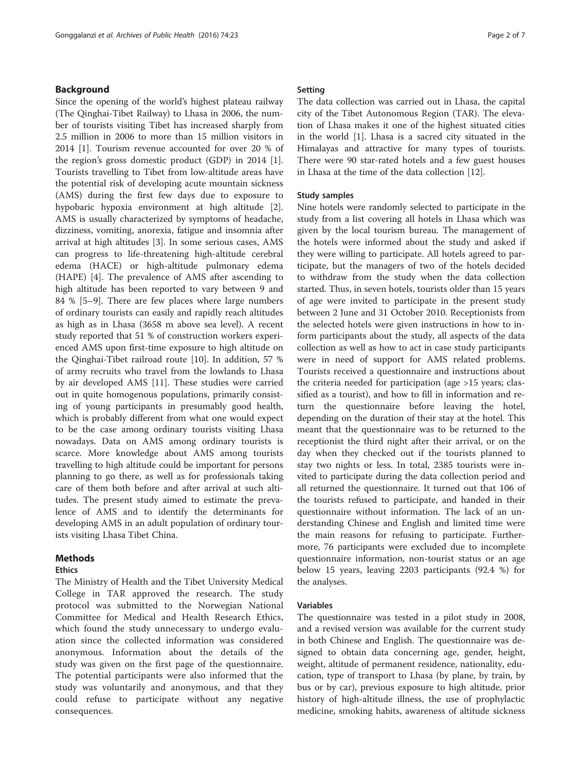## Background

Since the opening of the world's highest plateau railway (The Qinghai-Tibet Railway) to Lhasa in 2006, the number of tourists visiting Tibet has increased sharply from 2.5 million in 2006 to more than 15 million visitors in 2014 [1]. Tourism revenue accounted for over 20 % of the region's gross domestic product (GDP) in 2014 [1]. Tourists travelling to Tibet from low-altitude areas have the potential risk of developing acute mountain sickness (AMS) during the first few days due to exposure to hypobaric hypoxia environment at high altitude [2]. AMS is usually characterized by symptoms of headache, dizziness, vomiting, anorexia, fatigue and insomnia after arrival at high altitudes [3]. In some serious cases, AMS can progress to life-threatening high-altitude cerebral edema (HACE) or high-altitude pulmonary edema (HAPE) [4]. The prevalence of AMS after ascending to high altitude has been reported to vary between 9 and 84 % [5–9]. There are few places where large numbers of ordinary tourists can easily and rapidly reach altitudes as high as in Lhasa (3658 m above sea level). A recent study reported that 51 % of construction workers experienced AMS upon first-time exposure to high altitude on the Qinghai-Tibet railroad route [10]. In addition, 57 % of army recruits who travel from the lowlands to Lhasa by air developed AMS [11]. These studies were carried out in quite homogenous populations, primarily consisting of young participants in presumably good health, which is probably different from what one would expect to be the case among ordinary tourists visiting Lhasa nowadays. Data on AMS among ordinary tourists is scarce. More knowledge about AMS among tourists travelling to high altitude could be important for persons planning to go there, as well as for professionals taking care of them both before and after arrival at such altitudes. The present study aimed to estimate the prevalence of AMS and to identify the determinants for developing AMS in an adult population of ordinary tourists visiting Lhasa Tibet China.

## Methods

### Ethics

The Ministry of Health and the Tibet University Medical College in TAR approved the research. The study protocol was submitted to the Norwegian National Committee for Medical and Health Research Ethics, which found the study unnecessary to undergo evaluation since the collected information was considered anonymous. Information about the details of the study was given on the first page of the questionnaire. The potential participants were also informed that the study was voluntarily and anonymous, and that they could refuse to participate without any negative consequences.

### Setting

The data collection was carried out in Lhasa, the capital city of the Tibet Autonomous Region (TAR). The elevation of Lhasa makes it one of the highest situated cities in the world [1]. Lhasa is a sacred city situated in the Himalayas and attractive for many types of tourists. There were 90 star-rated hotels and a few guest houses in Lhasa at the time of the data collection [12].

### Study samples

Nine hotels were randomly selected to participate in the study from a list covering all hotels in Lhasa which was given by the local tourism bureau. The management of the hotels were informed about the study and asked if they were willing to participate. All hotels agreed to participate, but the managers of two of the hotels decided to withdraw from the study when the data collection started. Thus, in seven hotels, tourists older than 15 years of age were invited to participate in the present study between 2 June and 31 October 2010. Receptionists from the selected hotels were given instructions in how to inform participants about the study, all aspects of the data collection as well as how to act in case study participants were in need of support for AMS related problems. Tourists received a questionnaire and instructions about the criteria needed for participation (age >15 years; classified as a tourist), and how to fill in information and return the questionnaire before leaving the hotel, depending on the duration of their stay at the hotel. This meant that the questionnaire was to be returned to the receptionist the third night after their arrival, or on the day when they checked out if the tourists planned to stay two nights or less. In total, 2385 tourists were invited to participate during the data collection period and all returned the questionnaire. It turned out that 106 of the tourists refused to participate, and handed in their questionnaire without information. The lack of an understanding Chinese and English and limited time were the main reasons for refusing to participate. Furthermore, 76 participants were excluded due to incomplete questionnaire information, non-tourist status or an age below 15 years, leaving 2203 participants (92.4 %) for the analyses.

### Variables

The questionnaire was tested in a pilot study in 2008, and a revised version was available for the current study in both Chinese and English. The questionnaire was designed to obtain data concerning age, gender, height, weight, altitude of permanent residence, nationality, education, type of transport to Lhasa (by plane, by train, by bus or by car), previous exposure to high altitude, prior history of high-altitude illness, the use of prophylactic medicine, smoking habits, awareness of altitude sickness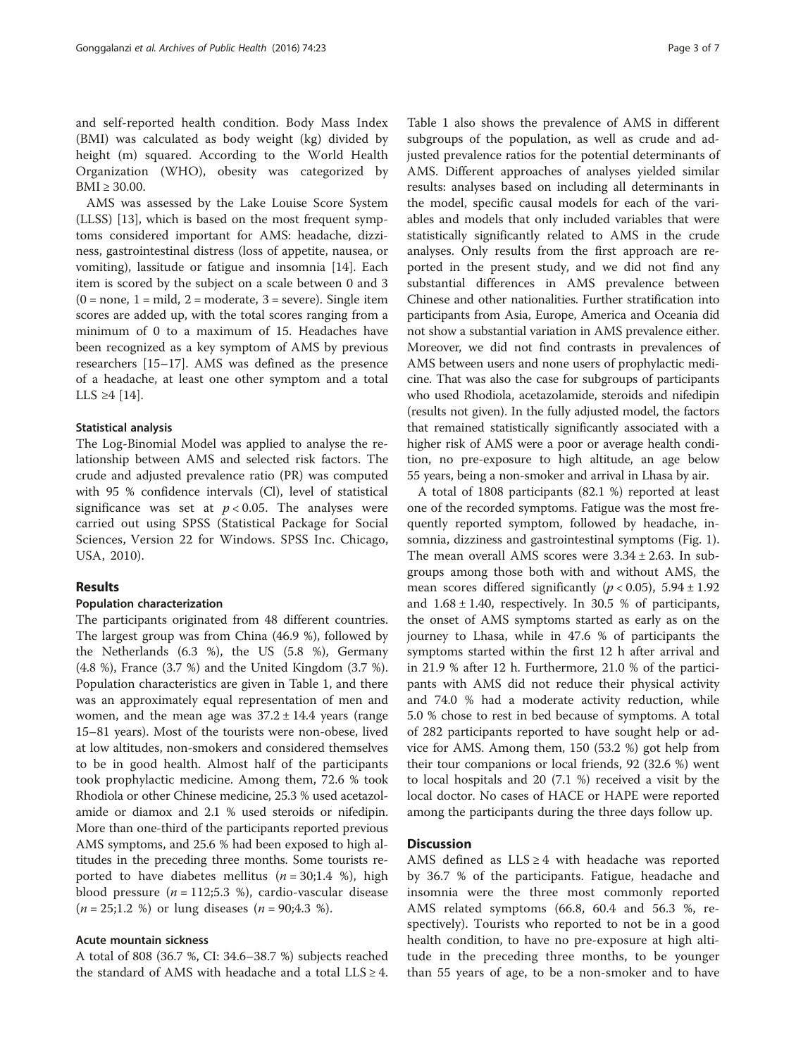and self-reported health condition. Body Mass Index (BMI) was calculated as body weight (kg) divided by height (m) squared. According to the World Health Organization (WHO), obesity was categorized by BMI ≥ 30.00.

AMS was assessed by the Lake Louise Score System (LLSS) [13], which is based on the most frequent symptoms considered important for AMS: headache, dizziness, gastrointestinal distress (loss of appetite, nausea, or vomiting), lassitude or fatigue and insomnia [14]. Each item is scored by the subject on a scale between 0 and 3 (0 = none, 1 = mild, 2 = moderate, 3 = severe). Single item scores are added up, with the total scores ranging from a minimum of 0 to a maximum of 15. Headaches have been recognized as a key symptom of AMS by previous researchers [15–17]. AMS was defined as the presence of a headache, at least one other symptom and a total LLS ≥4 [14].

### Statistical analysis

The Log-Binomial Model was applied to analyse the relationship between AMS and selected risk factors. The crude and adjusted prevalence ratio (PR) was computed with 95 % confidence intervals (Cl), level of statistical significance was set at $p < 0.05$. The analyses were carried out using SPSS (Statistical Package for Social Sciences, Version 22 for Windows. SPSS Inc. Chicago, USA, 2010).

## Results

### Population characterization

The participants originated from 48 different countries. The largest group was from China (46.9 %), followed by the Netherlands (6.3 %), the US (5.8 %), Germany (4.8 %), France (3.7 %) and the United Kingdom (3.7 %). Population characteristics are given in Table 1, and there was an approximately equal representation of men and women, and the mean age was 37.2 ± 14.4 years (range 15–81 years). Most of the tourists were non-obese, lived at low altitudes, non-smokers and considered themselves to be in good health. Almost half of the participants took prophylactic medicine. Among them, 72.6 % took Rhodiola or other Chinese medicine, 25.3 % used acetazolamide or diamox and 2.1 % used steroids or nifedipin. More than one-third of the participants reported previous AMS symptoms, and 25.6 % had been exposed to high altitudes in the preceding three months. Some tourists reported to have diabetes mellitus ($n = 30$;1.4 %), high blood pressure ($n = 112$;5.3 %), cardio-vascular disease ($n = 25$;1.2 %) or lung diseases ($n = 90$;4.3 %).

### Acute mountain sickness

A total of 808 (36.7 %, CI: 34.6–38.7 %) subjects reached the standard of AMS with headache and a total LLS ≥ 4. Table 1 also shows the prevalence of AMS in different subgroups of the population, as well as crude and adjusted prevalence ratios for the potential determinants of AMS. Different approaches of analyses yielded similar results: analyses based on including all determinants in the model, specific causal models for each of the variables and models that only included variables that were statistically significantly related to AMS in the crude analyses. Only results from the first approach are reported in the present study, and we did not find any substantial differences in AMS prevalence between Chinese and other nationalities. Further stratification into participants from Asia, Europe, America and Oceania did not show a substantial variation in AMS prevalence either. Moreover, we did not find contrasts in prevalences of AMS between users and none users of prophylactic medicine. That was also the case for subgroups of participants who used Rhodiola, acetazolamide, steroids and nifedipin (results not given). In the fully adjusted model, the factors that remained statistically significantly associated with a higher risk of AMS were a poor or average health condition, no pre-exposure to high altitude, an age below 55 years, being a non-smoker and arrival in Lhasa by air.

A total of 1808 participants (82.1 %) reported at least one of the recorded symptoms. Fatigue was the most frequently reported symptom, followed by headache, insomnia, dizziness and gastrointestinal symptoms (Fig. 1). The mean overall AMS scores were 3.34 ± 2.63. In subgroups among those both with and without AMS, the mean scores differed significantly ($p < 0.05$), 5.94 ± 1.92 and 1.68 ± 1.40, respectively. In 30.5 % of participants, the onset of AMS symptoms started as early as on the journey to Lhasa, while in 47.6 % of participants the symptoms started within the first 12 h after arrival and in 21.9 % after 12 h. Furthermore, 21.0 % of the participants with AMS did not reduce their physical activity and 74.0 % had a moderate activity reduction, while 5.0 % chose to rest in bed because of symptoms. A total of 282 participants reported to have sought help or advice for AMS. Among them, 150 (53.2 %) got help from their tour companions or local friends, 92 (32.6 %) went to local hospitals and 20 (7.1 %) received a visit by the local doctor. No cases of HACE or HAPE were reported among the participants during the three days follow up.

## Discussion

AMS defined as LLS ≥ 4 with headache was reported by 36.7 % of the participants. Fatigue, headache and insomnia were the three most commonly reported AMS related symptoms (66.8, 60.4 and 56.3 %, respectively). Tourists who reported to not be in a good health condition, to have no pre-exposure at high altitude in the preceding three months, to be younger than 55 years of age, to be a non-smoker and to have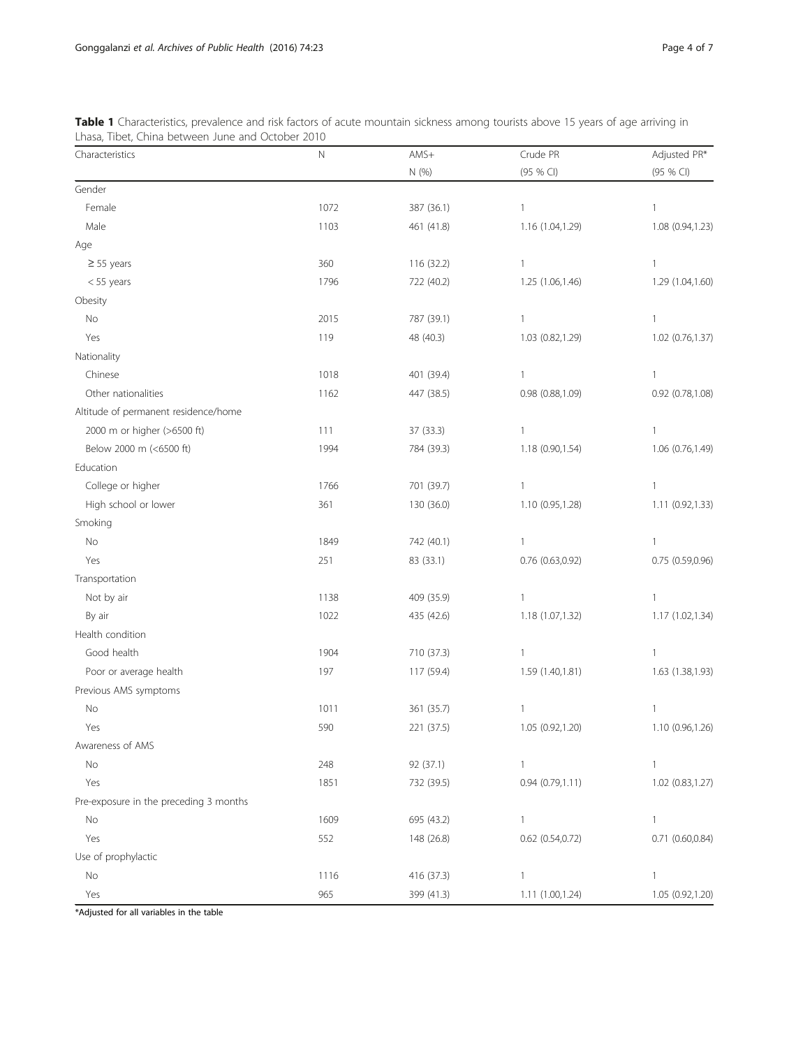**Table 1** Characteristics, prevalence and risk factors of acute mountain sickness among tourists above 15 years of age arriving in Lhasa, Tibet, China between June and October 2010

| Characteristics | N | AMS+ N (%) | Crude PR (95 % CI) | Adjusted PR* (95 % CI) |
|---|---|---|---|---|
| Gender | | | | |
| Female | 1072 | 387 (36.1) | 1 | 1 |
| Male | 1103 | 461 (41.8) | 1.16 (1.04,1.29) | 1.08 (0.94,1.23) |
| Age | | | | |
| ≥ 55 years | 360 | 116 (32.2) | 1 | 1 |
| < 55 years | 1796 | 722 (40.2) | 1.25 (1.06,1.46) | 1.29 (1.04,1.60) |
| Obesity | | | | |
| No | 2015 | 787 (39.1) | 1 | 1 |
| Yes | 119 | 48 (40.3) | 1.03 (0.82,1.29) | 1.02 (0.76,1.37) |
| Nationality | | | | |
| Chinese | 1018 | 401 (39.4) | 1 | 1 |
| Other nationalities | 1162 | 447 (38.5) | 0.98 (0.88,1.09) | 0.92 (0.78,1.08) |
| Altitude of permanent residence/home | | | | |
| 2000 m or higher (>6500 ft) | 111 | 37 (33.3) | 1 | 1 |
| Below 2000 m (<6500 ft) | 1994 | 784 (39.3) | 1.18 (0.90,1.54) | 1.06 (0.76,1.49) |
| Education | | | | |
| College or higher | 1766 | 701 (39.7) | 1 | 1 |
| High school or lower | 361 | 130 (36.0) | 1.10 (0.95,1.28) | 1.11 (0.92,1.33) |
| Smoking | | | | |
| No | 1849 | 742 (40.1) | 1 | 1 |
| Yes | 251 | 83 (33.1) | 0.76 (0.63,0.92) | 0.75 (0.59,0.96) |
| Transportation | | | | |
| Not by air | 1138 | 409 (35.9) | 1 | 1 |
| By air | 1022 | 435 (42.6) | 1.18 (1.07,1.32) | 1.17 (1.02,1.34) |
| Health condition | | | | |
| Good health | 1904 | 710 (37.3) | 1 | 1 |
| Poor or average health | 197 | 117 (59.4) | 1.59 (1.40,1.81) | 1.63 (1.38,1.93) |
| Previous AMS symptoms | | | | |
| No | 1011 | 361 (35.7) | 1 | 1 |
| Yes | 590 | 221 (37.5) | 1.05 (0.92,1.20) | 1.10 (0.96,1.26) |
| Awareness of AMS | | | | |
| No | 248 | 92 (37.1) | 1 | 1 |
| Yes | 1851 | 732 (39.5) | 0.94 (0.79,1.11) | 1.02 (0.83,1.27) |
| Pre-exposure in the preceding 3 months | | | | |
| No | 1609 | 695 (43.2) | 1 | 1 |
| Yes | 552 | 148 (26.8) | 0.62 (0.54,0.72) | 0.71 (0.60,0.84) |
| Use of prophylactic | | | | |
| No | 1116 | 416 (37.3) | 1 | 1 |
| Yes | 965 | 399 (41.3) | 1.11 (1.00,1.24) | 1.05 (0.92,1.20) |

*Adjusted for all variables in the table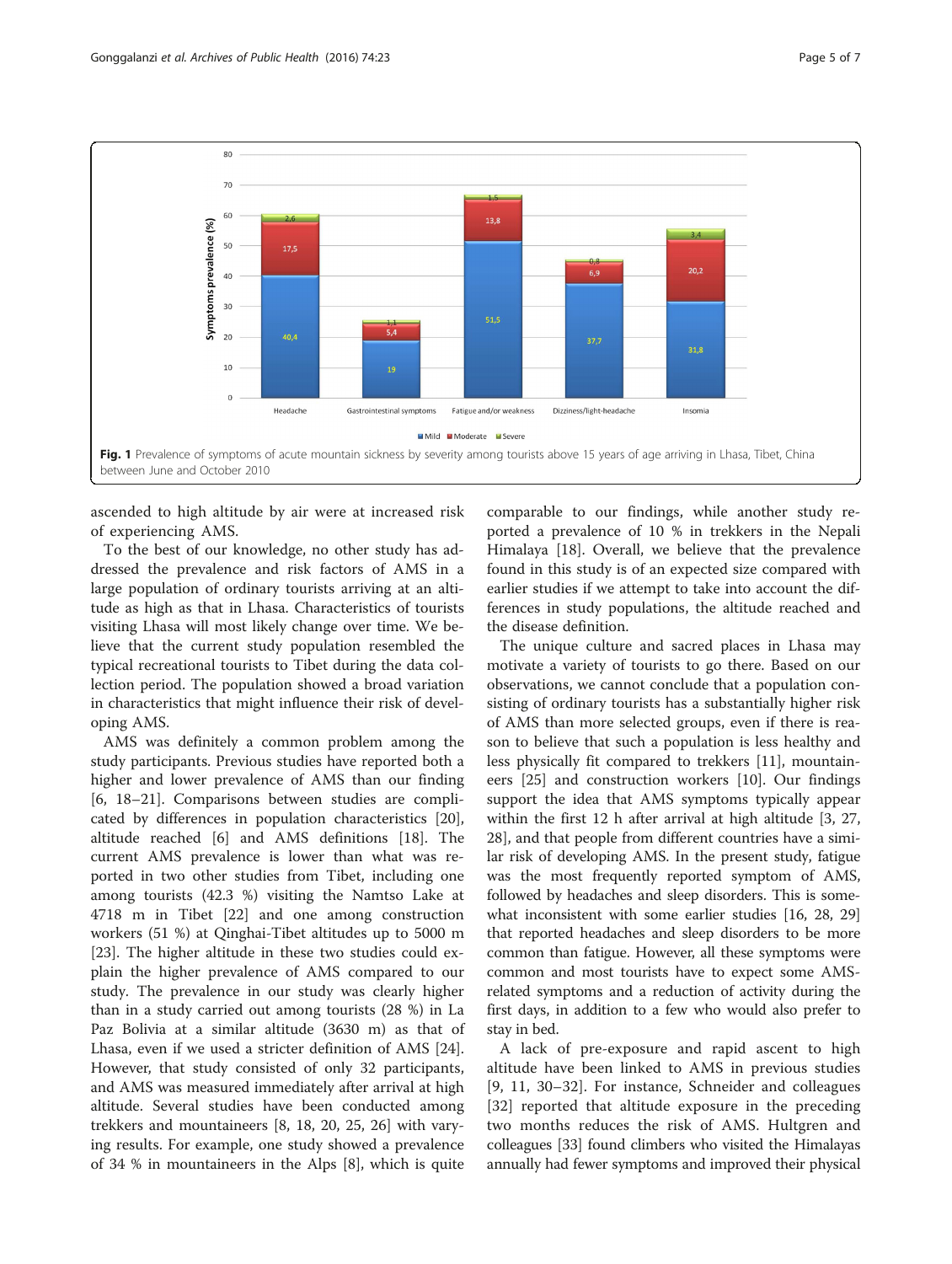Fig. 1 Prevalence of symptoms of acute mountain sickness by severity among tourists above 15 years of age arriving in Lhasa, Tibet, China between June and October 2010

ascended to high altitude by air were at increased risk of experiencing AMS.

To the best of our knowledge, no other study has addressed the prevalence and risk factors of AMS in a large population of ordinary tourists arriving at an altitude as high as that in Lhasa. Characteristics of tourists visiting Lhasa will most likely change over time. We believe that the current study population resembled the typical recreational tourists to Tibet during the data collection period. The population showed a broad variation in characteristics that might influence their risk of developing AMS.

AMS was definitely a common problem among the study participants. Previous studies have reported both a higher and lower prevalence of AMS than our finding [6, 18–21]. Comparisons between studies are complicated by differences in population characteristics [20], altitude reached [6] and AMS definitions [18]. The current AMS prevalence is lower than what was reported in two other studies from Tibet, including one among tourists (42.3 %) visiting the Namtso Lake at 4718 m in Tibet [22] and one among construction workers (51 %) at Qinghai-Tibet altitudes up to 5000 m [23]. The higher altitude in these two studies could explain the higher prevalence of AMS compared to our study. The prevalence in our study was clearly higher than in a study carried out among tourists (28 %) in La Paz Bolivia at a similar altitude (3630 m) as that of Lhasa, even if we used a stricter definition of AMS [24]. However, that study consisted of only 32 participants, and AMS was measured immediately after arrival at high altitude. Several studies have been conducted among trekkers and mountaineers [8, 18, 20, 25, 26] with varying results. For example, one study showed a prevalence of 34 % in mountaineers in the Alps [8], which is quite comparable to our findings, while another study reported a prevalence of 10 % in trekkers in the Nepali Himalaya [18]. Overall, we believe that the prevalence found in this study is of an expected size compared with earlier studies if we attempt to take into account the differences in study populations, the altitude reached and the disease definition.

The unique culture and sacred places in Lhasa may motivate a variety of tourists to go there. Based on our observations, we cannot conclude that a population consisting of ordinary tourists has a substantially higher risk of AMS than more selected groups, even if there is reason to believe that such a population is less healthy and less physically fit compared to trekkers [11], mountaineers [25] and construction workers [10]. Our findings support the idea that AMS symptoms typically appear within the first 12 h after arrival at high altitude [3, 27, 28], and that people from different countries have a similar risk of developing AMS. In the present study, fatigue was the most frequently reported symptom of AMS, followed by headaches and sleep disorders. This is somewhat inconsistent with some earlier studies [16, 28, 29] that reported headaches and sleep disorders to be more common than fatigue. However, all these symptoms were common and most tourists have to expect some AMS-related symptoms and a reduction of activity during the first days, in addition to a few who would also prefer to stay in bed.

A lack of pre-exposure and rapid ascent to high altitude have been linked to AMS in previous studies [9, 11, 30–32]. For instance, Schneider and colleagues [32] reported that altitude exposure in the preceding two months reduces the risk of AMS. Hultgren and colleagues [33] found climbers who visited the Himalayas annually had fewer symptoms and improved their physical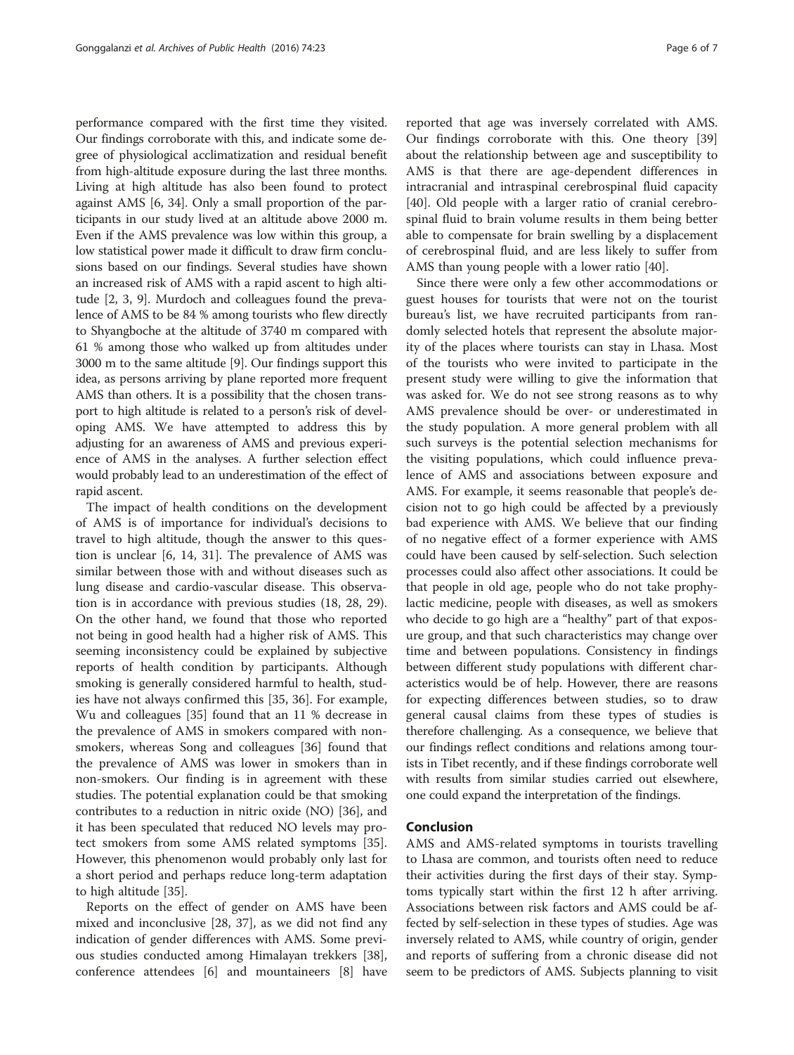performance compared with the first time they visited. Our findings corroborate with this, and indicate some degree of physiological acclimatization and residual benefit from high-altitude exposure during the last three months. Living at high altitude has also been found to protect against AMS [6, 34]. Only a small proportion of the participants in our study lived at an altitude above 2000 m. Even if the AMS prevalence was low within this group, a low statistical power made it difficult to draw firm conclusions based on our findings. Several studies have shown an increased risk of AMS with a rapid ascent to high altitude [2, 3, 9]. Murdoch and colleagues found the prevalence of AMS to be 84 % among tourists who flew directly to Shyangboche at the altitude of 3740 m compared with 61 % among those who walked up from altitudes under 3000 m to the same altitude [9]. Our findings support this idea, as persons arriving by plane reported more frequent AMS than others. It is a possibility that the chosen transport to high altitude is related to a person's risk of developing AMS. We have attempted to address this by adjusting for an awareness of AMS and previous experience of AMS in the analyses. A further selection effect would probably lead to an underestimation of the effect of rapid ascent.

The impact of health conditions on the development of AMS is of importance for individual's decisions to travel to high altitude, though the answer to this question is unclear [6, 14, 31]. The prevalence of AMS was similar between those with and without diseases such as lung disease and cardio-vascular disease. This observation is in accordance with previous studies (18, 28, 29). On the other hand, we found that those who reported not being in good health had a higher risk of AMS. This seeming inconsistency could be explained by subjective reports of health condition by participants. Although smoking is generally considered harmful to health, studies have not always confirmed this [35, 36]. For example, Wu and colleagues [35] found that an 11 % decrease in the prevalence of AMS in smokers compared with non-smokers, whereas Song and colleagues [36] found that the prevalence of AMS was lower in smokers than in non-smokers. Our finding is in agreement with these studies. The potential explanation could be that smoking contributes to a reduction in nitric oxide (NO) [36], and it has been speculated that reduced NO levels may protect smokers from some AMS related symptoms [35]. However, this phenomenon would probably only last for a short period and perhaps reduce long-term adaptation to high altitude [35].

Reports on the effect of gender on AMS have been mixed and inconclusive [28, 37], as we did not find any indication of gender differences with AMS. Some previous studies conducted among Himalayan trekkers [38], conference attendees [6] and mountaineers [8] have reported that age was inversely correlated with AMS. Our findings corroborate with this. One theory [39] about the relationship between age and susceptibility to AMS is that there are age-dependent differences in intracranial and intraspinal cerebrospinal fluid capacity [40]. Old people with a larger ratio of cranial cerebrospinal fluid to brain volume results in them being better able to compensate for brain swelling by a displacement of cerebrospinal fluid, and are less likely to suffer from AMS than young people with a lower ratio [40].

Since there were only a few other accommodations or guest houses for tourists that were not on the tourist bureau's list, we have recruited participants from randomly selected hotels that represent the absolute majority of the places where tourists can stay in Lhasa. Most of the tourists who were invited to participate in the present study were willing to give the information that was asked for. We do not see strong reasons as to why AMS prevalence should be over- or underestimated in the study population. A more general problem with all such surveys is the potential selection mechanisms for the visiting populations, which could influence prevalence of AMS and associations between exposure and AMS. For example, it seems reasonable that people's decision not to go high could be affected by a previously bad experience with AMS. We believe that our finding of no negative effect of a former experience with AMS could have been caused by self-selection. Such selection processes could also affect other associations. It could be that people in old age, people who do not take prophylactic medicine, people with diseases, as well as smokers who decide to go high are a "healthy" part of that exposure group, and that such characteristics may change over time and between populations. Consistency in findings between different study populations with different characteristics would be of help. However, there are reasons for expecting differences between studies, so to draw general causal claims from these types of studies is therefore challenging. As a consequence, we believe that our findings reflect conditions and relations among tourists in Tibet recently, and if these findings corroborate well with results from similar studies carried out elsewhere, one could expand the interpretation of the findings.

## Conclusion

AMS and AMS-related symptoms in tourists travelling to Lhasa are common, and tourists often need to reduce their activities during the first days of their stay. Symptoms typically start within the first 12 h after arriving. Associations between risk factors and AMS could be affected by self-selection in these types of studies. Age was inversely related to AMS, while country of origin, gender and reports of suffering from a chronic disease did not seem to be predictors of AMS. Subjects planning to visit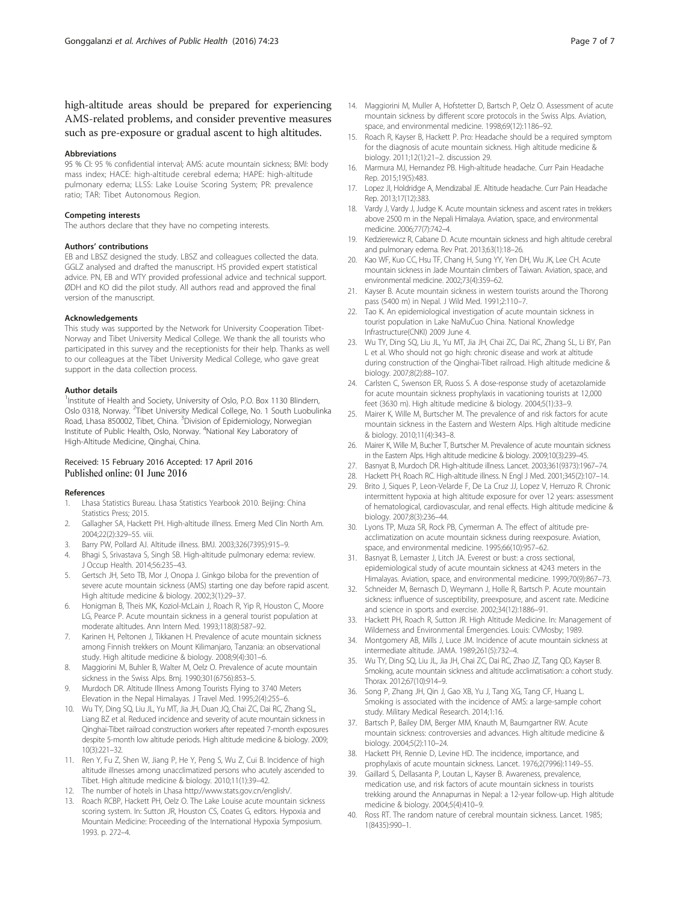high-altitude areas should be prepared for experiencing AMS-related problems, and consider preventive measures such as pre-exposure or gradual ascent to high altitudes.

#### Abbreviations

95 % CI: 95 % confidential interval; AMS: acute mountain sickness; BMI: body mass index; HACE: high-altitude cerebral edema; HAPE: high-altitude pulmonary edema; LLSS: Lake Louise Scoring System; PR: prevalence ratio; TAR: Tibet Autonomous Region.

#### Competing interests

The authors declare that they have no competing interests.

#### Authors' contributions

EB and LBSZ designed the study. LBSZ and colleagues collected the data. GGLZ analysed and drafted the manuscript. HS provided expert statistical advice. PN, EB and WTY provided professional advice and technical support. ØDH and KO did the pilot study. All authors read and approved the final version of the manuscript.

#### Acknowledgements

This study was supported by the Network for University Cooperation Tibet-Norway and Tibet University Medical College. We thank the all tourists who participated in this survey and the receptionists for their help. Thanks as well to our colleagues at the Tibet University Medical College, who gave great support in the data collection process.

#### Author details

[1]Institute of Health and Society, University of Oslo, P.O. Box 1130 Blindern, Oslo 0318, Norway. [2]Tibet University Medical College, No. 1 South Luobulinka Road, Lhasa 850002, Tibet, China. [3]Division of Epidemiology, Norwegian Institute of Public Health, Oslo, Norway. [4]National Key Laboratory of High-Altitude Medicine, Qinghai, China.

Received: 15 February 2016 Accepted: 17 April 2016
Published online: 01 June 2016

#### References

1. Lhasa Statistics Bureau. Lhasa Statistics Yearbook 2010. Beijing: China Statistics Press; 2015.
2. Gallagher SA, Hackett PH. High-altitude illness. Emerg Med Clin North Am. 2004;22(2):329–55. viii.
3. Barry PW, Pollard AJ. Altitude illness. BMJ. 2003;326(7395):915–9.
4. Bhagi S, Srivastava S, Singh SB. High-altitude pulmonary edema: review. J Occup Health. 2014;56:235–43.
5. Gertsch JH, Seto TB, Mor J, Onopa J. Ginkgo biloba for the prevention of severe acute mountain sickness (AMS) starting one day before rapid ascent. High altitude medicine & biology. 2002;3(1):29–37.
6. Honigman B, Theis MK, Koziol-McLain J, Roach R, Yip R, Houston C, Moore LG, Pearce P. Acute mountain sickness in a general tourist population at moderate altitudes. Ann Intern Med. 1993;118(8):587–92.
7. Karinen H, Peltonen J, Tikkanen H. Prevalence of acute mountain sickness among Finnish trekkers on Mount Kilimanjaro, Tanzania: an observational study. High altitude medicine & biology. 2008;9(4):301–6.
8. Maggiorini M, Buhler B, Walter M, Oelz O. Prevalence of acute mountain sickness in the Swiss Alps. Bmj. 1990;301(6756):853–5.
9. Murdoch DR. Altitude Illness Among Tourists Flying to 3740 Meters Elevation in the Nepal Himalayas. J Travel Med. 1995;2(4):255–6.
10. Wu TY, Ding SQ, Liu JL, Yu MT, Jia JH, Duan JQ, Chai ZC, Dai RC, Zhang SL, Liang BZ et al. Reduced incidence and severity of acute mountain sickness in Qinghai-Tibet railroad construction workers after repeated 7-month exposures despite 5-month low altitude periods. High altitude medicine & biology. 2009; 10(3):221–32.
11. Ren Y, Fu Z, Shen W, Jiang P, He Y, Peng S, Wu Z, Cui B. Incidence of high altitude illnesses among unacclimatized persons who acutely ascended to Tibet. High altitude medicine & biology. 2010;11(1):39–42.
12. The number of hotels in Lhasa http://www.stats.gov.cn/english/.
13. Roach RCBP, Hackett PH, Oelz O. The Lake Louise acute mountain sickness scoring system. In: Sutton JR, Houston CS, Coates G, editors. Hypoxia and Mountain Medicine: Proceeding of the International Hypoxia Symposium. 1993. p. 272–4.
14. Maggiorini M, Muller A, Hofstetter D, Bartsch P, Oelz O. Assessment of acute mountain sickness by different score protocols in the Swiss Alps. Aviation, space, and environmental medicine. 1998;69(12):1186–92.
15. Roach R, Kayser B, Hackett P. Pro: Headache should be a required symptom for the diagnosis of acute mountain sickness. High altitude medicine & biology. 2011;12(1):21–2. discussion 29.
16. Marmura MJ, Hernandez PB. High-altitude headache. Curr Pain Headache Rep. 2015;19(5):483.
17. Lopez JI, Holdridge A, Mendizabal JE. Altitude headache. Curr Pain Headache Rep. 2013;17(12):383.
18. Vardy J, Vardy J, Judge K. Acute mountain sickness and ascent rates in trekkers above 2500 m in the Nepali Himalaya. Aviation, space, and environmental medicine. 2006;77(7):742–4.
19. Kedzierewicz R, Cabane D. Acute mountain sickness and high altitude cerebral and pulmonary edema. Rev Prat. 2013;63(1):18–26.
20. Kao WF, Kuo CC, Hsu TF, Chang H, Sung YY, Yen DH, Wu JK, Lee CH. Acute mountain sickness in Jade Mountain climbers of Taiwan. Aviation, space, and environmental medicine. 2002;73(4):359–62.
21. Kayser B. Acute mountain sickness in western tourists around the Thorong pass (5400 m) in Nepal. J Wild Med. 1991;2:110–7.
22. Tao K. An epidemiological investigation of acute mountain sickness in tourist population in Lake NaMuCuo China. National Knowledge Infrastructure(CNKI) 2009 June 4.
23. Wu TY, Ding SQ, Liu JL, Yu MT, Jia JH, Chai ZC, Dai RC, Zhang SL, Li BY, Pan L et al. Who should not go high: chronic disease and work at altitude during construction of the Qinghai-Tibet railroad. High altitude medicine & biology. 2007;8(2):88–107.
24. Carlsten C, Swenson ER, Ruoss S. A dose-response study of acetazolamide for acute mountain sickness prophylaxis in vacationing tourists at 12,000 feet (3630 m). High altitude medicine & biology. 2004;5(1):33–9.
25. Mairer K, Wille M, Burtscher M. The prevalence of and risk factors for acute mountain sickness in the Eastern and Western Alps. High altitude medicine & biology. 2010;11(4):343–8.
26. Mairer K, Wille M, Bucher T, Burtscher M. Prevalence of acute mountain sickness in the Eastern Alps. High altitude medicine & biology. 2009;10(3):239–45.
27. Basnyat B, Murdoch DR. High-altitude illness. Lancet. 2003;361(9373):1967–74.
28. Hackett PH, Roach RC. High-altitude illness. N Engl J Med. 2001;345(2):107–14.
29. Brito J, Siques P, Leon-Velarde F, De La Cruz JJ, Lopez V, Herruzo R. Chronic intermittent hypoxia at high altitude exposure for over 12 years: assessment of hematological, cardiovascular, and renal effects. High altitude medicine & biology. 2007;8(3):236–44.
30. Lyons TP, Muza SR, Rock PB, Cymerman A. The effect of altitude pre-acclimatization on acute mountain sickness during reexposure. Aviation, space, and environmental medicine. 1995;66(10):957–62.
31. Basnyat B, Lemaster J, Litch JA. Everest or bust: a cross sectional, epidemiological study of acute mountain sickness at 4243 meters in the Himalayas. Aviation, space, and environmental medicine. 1999;70(9):867–73.
32. Schneider M, Bernasch D, Weymann J, Holle R, Bartsch P. Acute mountain sickness: influence of susceptibility, preexposure, and ascent rate. Medicine and science in sports and exercise. 2002;34(12):1886–91.
33. Hackett PH, Roach R, Sutton JR. High Altitude Medicine. In: Management of Wilderness and Environmental Emergencies. Louis: CVMosby; 1989.
34. Montgomery AB, Mills J, Luce JM. Incidence of acute mountain sickness at intermediate altitude. JAMA. 1989;261(5):732–4.
35. Wu TY, Ding SQ, Liu JL, Jia JH, Chai ZC, Dai RC, Zhao JZ, Tang QD, Kayser B. Smoking, acute mountain sickness and altitude acclimatisation: a cohort study. Thorax. 2012;67(10):914–9.
36. Song P, Zhang JH, Qin J, Gao XB, Yu J, Tang XG, Tang CF, Huang L. Smoking is associated with the incidence of AMS: a large-sample cohort study. Military Medical Research. 2014;1:16.
37. Bartsch P, Bailey DM, Berger MM, Knauth M, Baumgartner RW. Acute mountain sickness: controversies and advances. High altitude medicine & biology. 2004;5(2):110–24.
38. Hackett PH, Rennie D, Levine HD. The incidence, importance, and prophylaxis of acute mountain sickness. Lancet. 1976;2(7996):1149–55.
39. Gaillard S, Dellasanta P, Loutan L, Kayser B. Awareness, prevalence, medication use, and risk factors of acute mountain sickness in tourists trekking around the Annapurnas in Nepal: a 12-year follow-up. High altitude medicine & biology. 2004;5(4):410–9.
40. Ross RT. The random nature of cerebral mountain sickness. Lancet. 1985; 1(8435):990–1.